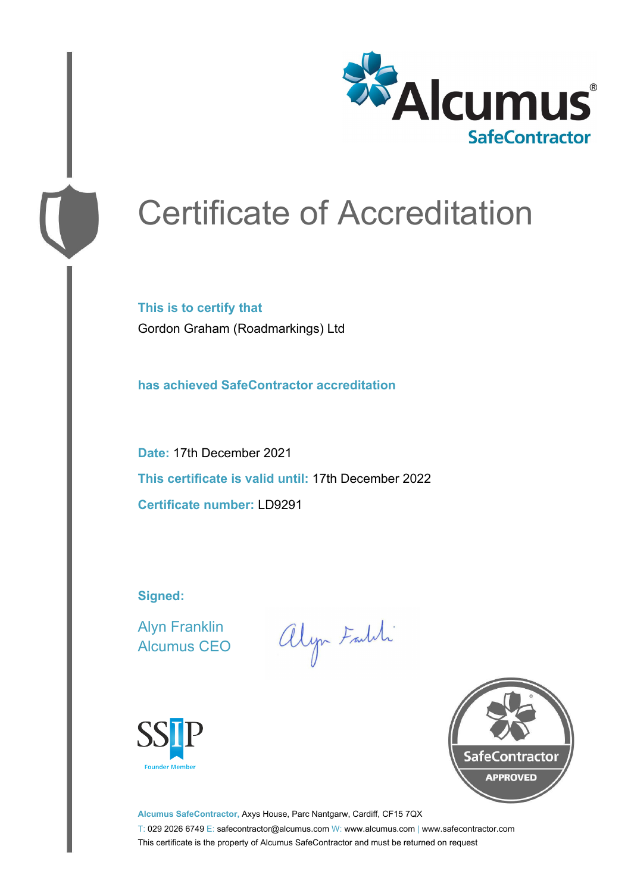Alcumus®
SafeContractor

# Certificate of Accreditation

**This is to certify that**

Gordon Graham (Roadmarkings) Ltd

**has achieved SafeContractor accreditation**

**Date:** 17th December 2021

**This certificate is valid until:** 17th December 2022

**Certificate number:** LD9291

**Signed:**

Alyn Franklin
Alcumus CEO

SSIP
Founder Member

SafeContractor
APPROVED

**Alcumus SafeContractor,** Axys House, Parc Nantgarw, Cardiff, CF15 7QX

T: 029 2026 6749 E: safecontractor@alcumus.com W: www.alcumus.com | www.safecontractor.com

This certificate is the property of Alcumus SafeContractor and must be returned on request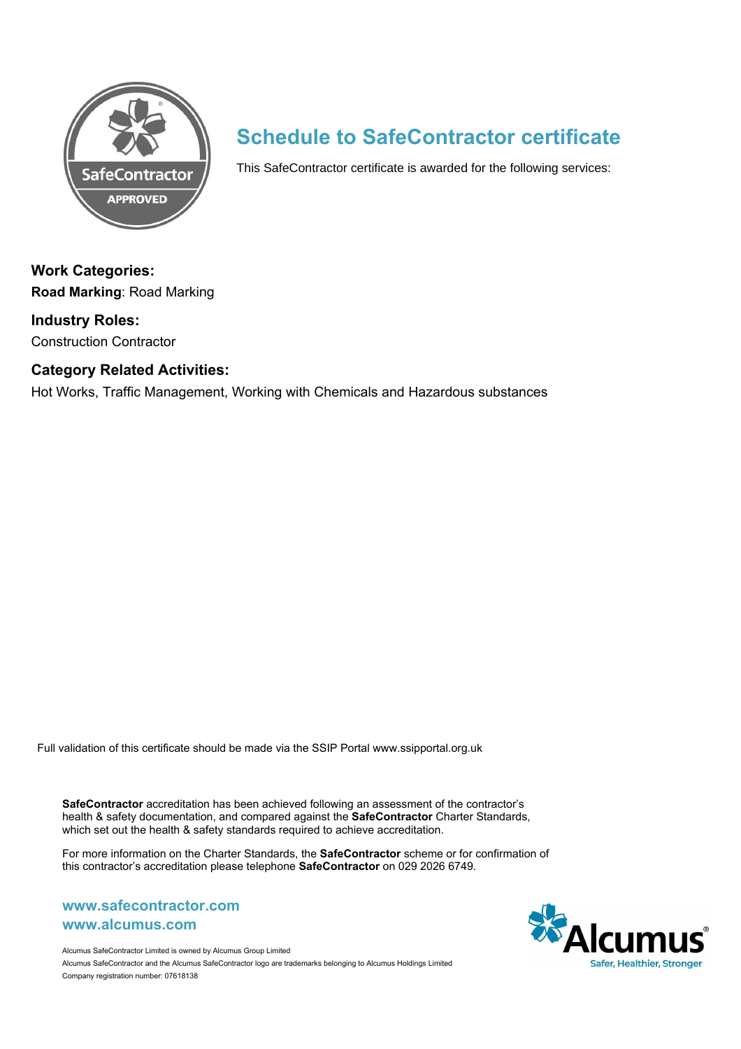# Schedule to SafeContractor certificate

This SafeContractor certificate is awarded for the following services:

### Work Categories:

**Road Marking**: Road Marking

### Industry Roles:

Construction Contractor

### Category Related Activities:

Hot Works, Traffic Management, Working with Chemicals and Hazardous substances

Full validation of this certificate should be made via the SSIP Portal www.ssipportal.org.uk

**SafeContractor** accreditation has been achieved following an assessment of the contractor's health & safety documentation, and compared against the **SafeContractor** Charter Standards, which set out the health & safety standards required to achieve accreditation.

For more information on the Charter Standards, the **SafeContractor** scheme or for confirmation of this contractor's accreditation please telephone **SafeContractor** on 029 2026 6749.

**www.safecontractor.com**
**www.alcumus.com**

Alcumus SafeContractor Limited is owned by Alcumus Group Limited
Alcumus SafeContractor and the Alcumus SafeContractor logo are trademarks belonging to Alcumus Holdings Limited
Company registration number: 07618138

Alcumus®
Safer, Healthier, Stronger